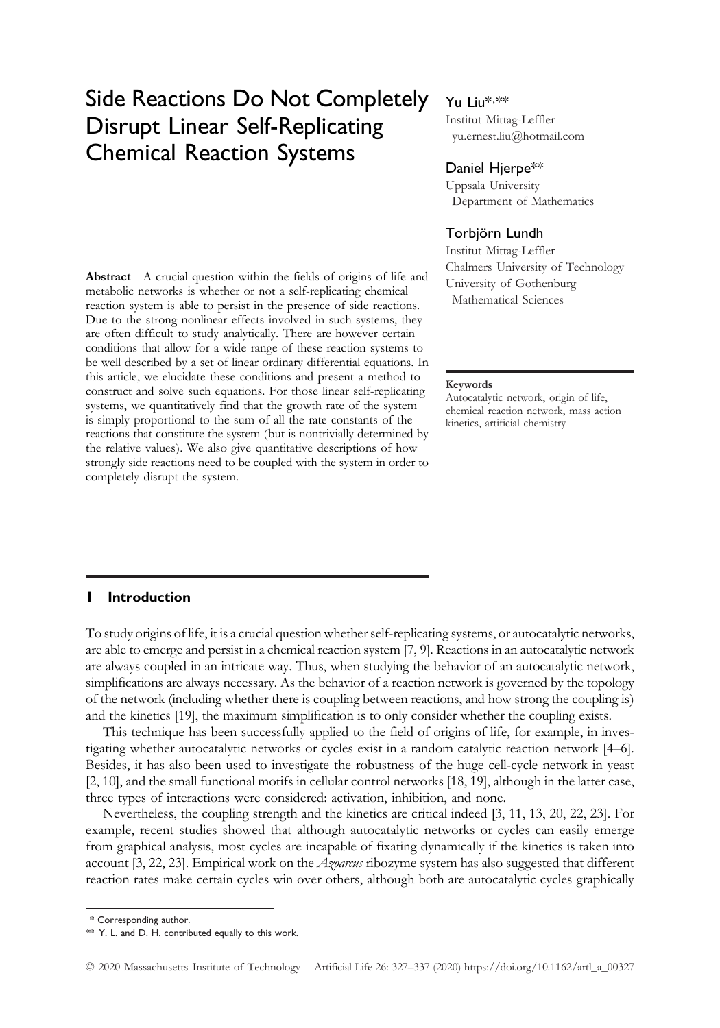# Side Reactions Do Not Completely Disrupt Linear Self-Replicating Chemical Reaction Systems

**Yu Liu*,\*\***
Institut Mittag-Leffler
yu.ernest.liu@hotmail.com

**Daniel Hjerpe\*\***
Uppsala University
Department of Mathematics

**Torbjörn Lundh**
Institut Mittag-Leffler
Chalmers University of Technology
University of Gothenburg
Mathematical Sciences

**Abstract** A crucial question within the fields of origins of life and metabolic networks is whether or not a self-replicating chemical reaction system is able to persist in the presence of side reactions. Due to the strong nonlinear effects involved in such systems, they are often difficult to study analytically. There are however certain conditions that allow for a wide range of these reaction systems to be well described by a set of linear ordinary differential equations. In this article, we elucidate these conditions and present a method to construct and solve such equations. For those linear self-replicating systems, we quantitatively find that the growth rate of the system is simply proportional to the sum of all the rate constants of the reactions that constitute the system (but is nontrivially determined by the relative values). We also give quantitative descriptions of how strongly side reactions need to be coupled with the system in order to completely disrupt the system.

**Keywords**
Autocatalytic network, origin of life, chemical reaction network, mass action kinetics, artificial chemistry

## 1 Introduction

To study origins of life, it is a crucial question whether self-replicating systems, or autocatalytic networks, are able to emerge and persist in a chemical reaction system [7, 9]. Reactions in an autocatalytic network are always coupled in an intricate way. Thus, when studying the behavior of an autocatalytic network, simplifications are always necessary. As the behavior of a reaction network is governed by the topology of the network (including whether there is coupling between reactions, and how strong the coupling is) and the kinetics [19], the maximum simplification is to only consider whether the coupling exists.

This technique has been successfully applied to the field of origins of life, for example, in investigating whether autocatalytic networks or cycles exist in a random catalytic reaction network [4–6]. Besides, it has also been used to investigate the robustness of the huge cell-cycle network in yeast [2, 10], and the small functional motifs in cellular control networks [18, 19], although in the latter case, three types of interactions were considered: activation, inhibition, and none.

Nevertheless, the coupling strength and the kinetics are critical indeed [3, 11, 13, 20, 22, 23]. For example, recent studies showed that although autocatalytic networks or cycles can easily emerge from graphical analysis, most cycles are incapable of fixating dynamically if the kinetics is taken into account [3, 22, 23]. Empirical work on the *Azoarcus* ribozyme system has also suggested that different reaction rates make certain cycles win over others, although both are autocatalytic cycles graphically

\* Corresponding author.
\*\* Y. L. and D. H. contributed equally to this work.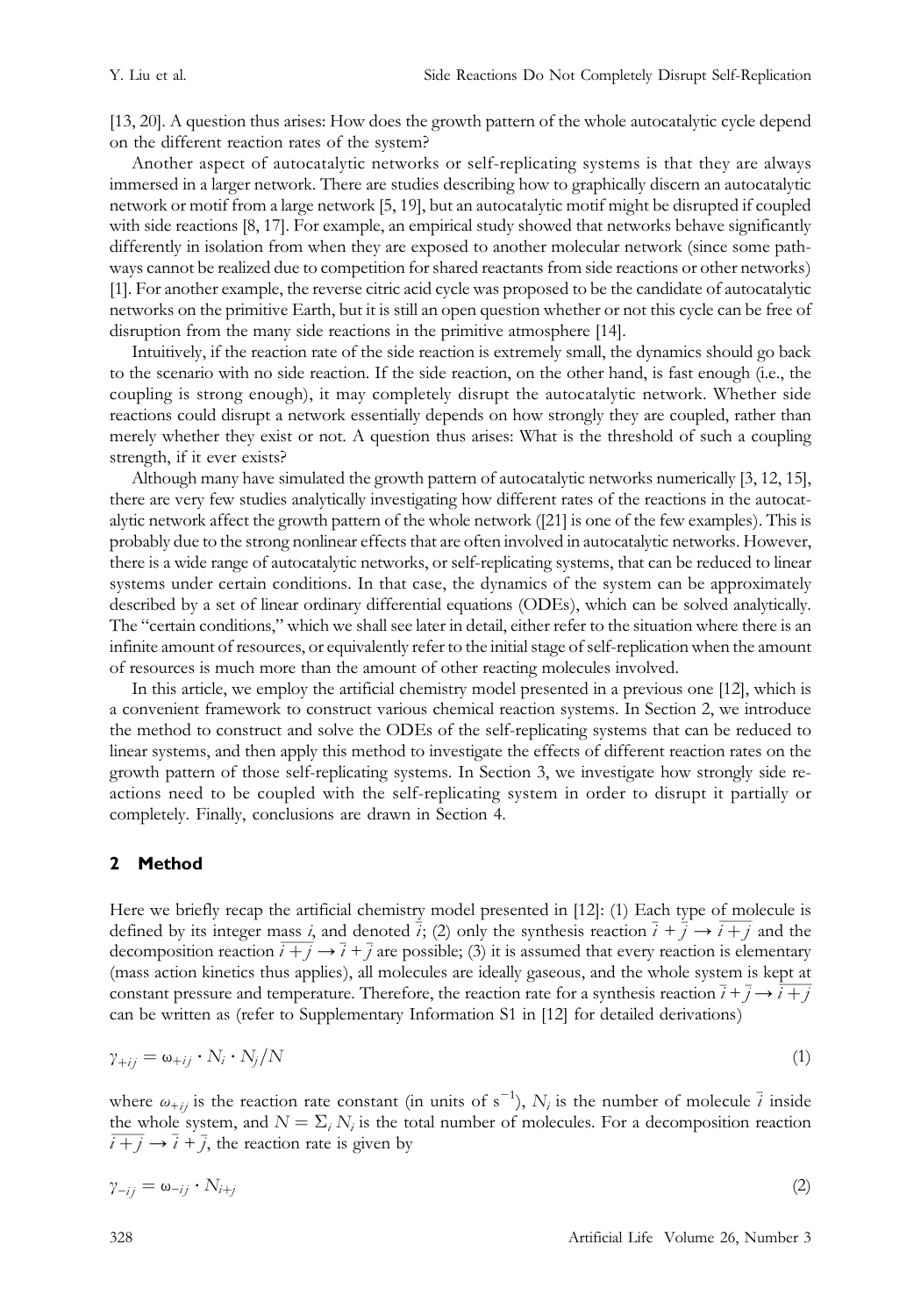[13, 20]. A question thus arises: How does the growth pattern of the whole autocatalytic cycle depend on the different reaction rates of the system?

Another aspect of autocatalytic networks or self-replicating systems is that they are always immersed in a larger network. There are studies describing how to graphically discern an autocatalytic network or motif from a large network [5, 19], but an autocatalytic motif might be disrupted if coupled with side reactions [8, 17]. For example, an empirical study showed that networks behave significantly differently in isolation from when they are exposed to another molecular network (since some pathways cannot be realized due to competition for shared reactants from side reactions or other networks) [1]. For another example, the reverse citric acid cycle was proposed to be the candidate of autocatalytic networks on the primitive Earth, but it is still an open question whether or not this cycle can be free of disruption from the many side reactions in the primitive atmosphere [14].

Intuitively, if the reaction rate of the side reaction is extremely small, the dynamics should go back to the scenario with no side reaction. If the side reaction, on the other hand, is fast enough (i.e., the coupling is strong enough), it may completely disrupt the autocatalytic network. Whether side reactions could disrupt a network essentially depends on how strongly they are coupled, rather than merely whether they exist or not. A question thus arises: What is the threshold of such a coupling strength, if it ever exists?

Although many have simulated the growth pattern of autocatalytic networks numerically [3, 12, 15], there are very few studies analytically investigating how different rates of the reactions in the autocatalytic network affect the growth pattern of the whole network ([21] is one of the few examples). This is probably due to the strong nonlinear effects that are often involved in autocatalytic networks. However, there is a wide range of autocatalytic networks, or self-replicating systems, that can be reduced to linear systems under certain conditions. In that case, the dynamics of the system can be approximately described by a set of linear ordinary differential equations (ODEs), which can be solved analytically. The "certain conditions," which we shall see later in detail, either refer to the situation where there is an infinite amount of resources, or equivalently refer to the initial stage of self-replication when the amount of resources is much more than the amount of other reacting molecules involved.

In this article, we employ the artificial chemistry model presented in a previous one [12], which is a convenient framework to construct various chemical reaction systems. In Section 2, we introduce the method to construct and solve the ODEs of the self-replicating systems that can be reduced to linear systems, and then apply this method to investigate the effects of different reaction rates on the growth pattern of those self-replicating systems. In Section 3, we investigate how strongly side reactions need to be coupled with the self-replicating system in order to disrupt it partially or completely. Finally, conclusions are drawn in Section 4.

## 2 Method

Here we briefly recap the artificial chemistry model presented in [12]: (1) Each type of molecule is defined by its integer mass $i$, and denoted $\bar{i}$; (2) only the synthesis reaction $\bar{i} + \bar{j} \rightarrow \overline{i+j}$ and the decomposition reaction $\overline{i+j} \rightarrow \bar{i} + \bar{j}$ are possible; (3) it is assumed that every reaction is elementary (mass action kinetics thus applies), all molecules are ideally gaseous, and the whole system is kept at constant pressure and temperature. Therefore, the reaction rate for a synthesis reaction $\bar{i} + \bar{j} \rightarrow \overline{i+j}$ can be written as (refer to Supplementary Information S1 in [12] for detailed derivations)

$$\gamma_{+ij} = \omega_{+ij} \cdot N_i \cdot N_j / N \tag{1}$$

where $\omega_{+ij}$ is the reaction rate constant (in units of $s^{-1}$), $N_i$ is the number of molecule $\bar{i}$ inside the whole system, and $N = \Sigma_i N_i$ is the total number of molecules. For a decomposition reaction $\overline{i+j} \rightarrow \bar{i} + \bar{j}$, the reaction rate is given by

$$\gamma_{-ij} = \omega_{-ij} \cdot N_{i+j} \tag{2}$$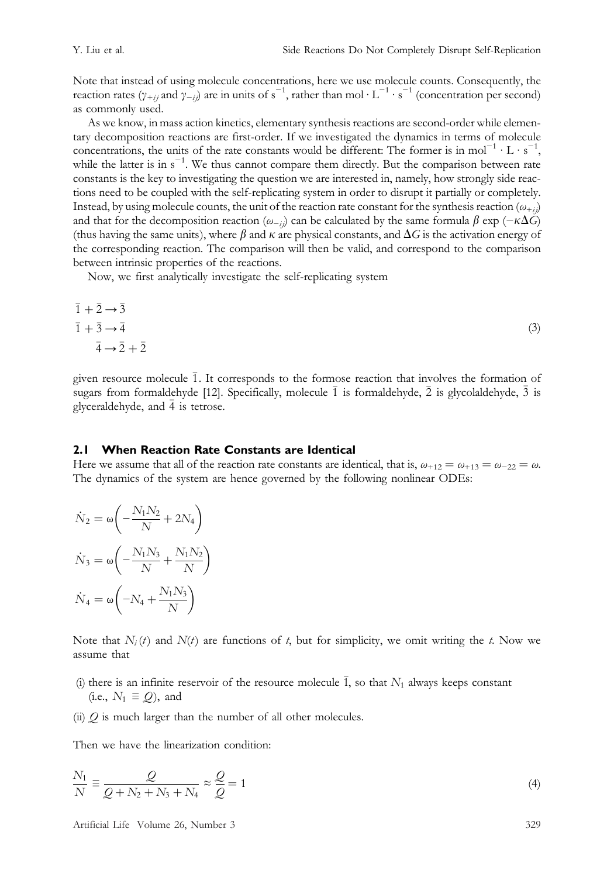Note that instead of using molecule concentrations, here we use molecule counts. Consequently, the reaction rates ($\gamma_{+ij}$ and $\gamma_{-ij}$) are in units of $s^{-1}$, rather than $mol \cdot L^{-1} \cdot s^{-1}$ (concentration per second) as commonly used.

As we know, in mass action kinetics, elementary synthesis reactions are second-order while elementary decomposition reactions are first-order. If we investigated the dynamics in terms of molecule concentrations, the units of the rate constants would be different: The former is in $mol^{-1} \cdot L \cdot s^{-1}$, while the latter is in $s^{-1}$. We thus cannot compare them directly. But the comparison between rate constants is the key to investigating the question we are interested in, namely, how strongly side reactions need to be coupled with the self-replicating system in order to disrupt it partially or completely. Instead, by using molecule counts, the unit of the reaction rate constant for the synthesis reaction ($\omega_{+ij}$) and that for the decomposition reaction ($\omega_{-ij}$) can be calculated by the same formula $\beta \exp(-\kappa\Delta G)$ (thus having the same units), where $\beta$ and $\kappa$ are physical constants, and $\Delta G$ is the activation energy of the corresponding reaction. The comparison will then be valid, and correspond to the comparison between intrinsic properties of the reactions.

Now, we first analytically investigate the self-replicating system

$$
\begin{aligned}
\bar{1} + \bar{2} &\rightarrow \bar{3} \\
\bar{1} + \bar{3} &\rightarrow \bar{4} \\
\bar{4} &\rightarrow \bar{2} + \bar{2}
\end{aligned}
\tag{3}
$$

given resource molecule $\bar{1}$. It corresponds to the formose reaction that involves the formation of sugars from formaldehyde [12]. Specifically, molecule $\bar{1}$ is formaldehyde, $\bar{2}$ is glycolaldehyde, $\bar{3}$ is glyceraldehyde, and $\bar{4}$ is tetrose.

## 2.1 When Reaction Rate Constants are Identical

Here we assume that all of the reaction rate constants are identical, that is, $\omega_{+12} = \omega_{+13} = \omega_{-22} = \omega$. The dynamics of the system are hence governed by the following nonlinear ODEs:

$$
\begin{aligned}
\dot{N}_2 &= \omega\left(-\frac{N_1 N_2}{N} + 2N_4\right) \\
\dot{N}_3 &= \omega\left(-\frac{N_1 N_3}{N} + \frac{N_1 N_2}{N}\right) \\
\dot{N}_4 &= \omega\left(-N_4 + \frac{N_1 N_3}{N}\right)
\end{aligned}
$$

Note that $N_i(t)$ and $N(t)$ are functions of $t$, but for simplicity, we omit writing the $t$. Now we assume that

(i) there is an infinite reservoir of the resource molecule $\bar{1}$, so that $N_1$ always keeps constant (i.e., $N_1 \equiv Q$), and

(ii) $Q$ is much larger than the number of all other molecules.

Then we have the linearization condition:

$$
\frac{N_1}{N} \equiv \frac{Q}{Q + N_2 + N_3 + N_4} \approx \frac{Q}{Q} = 1 \tag{4}
$$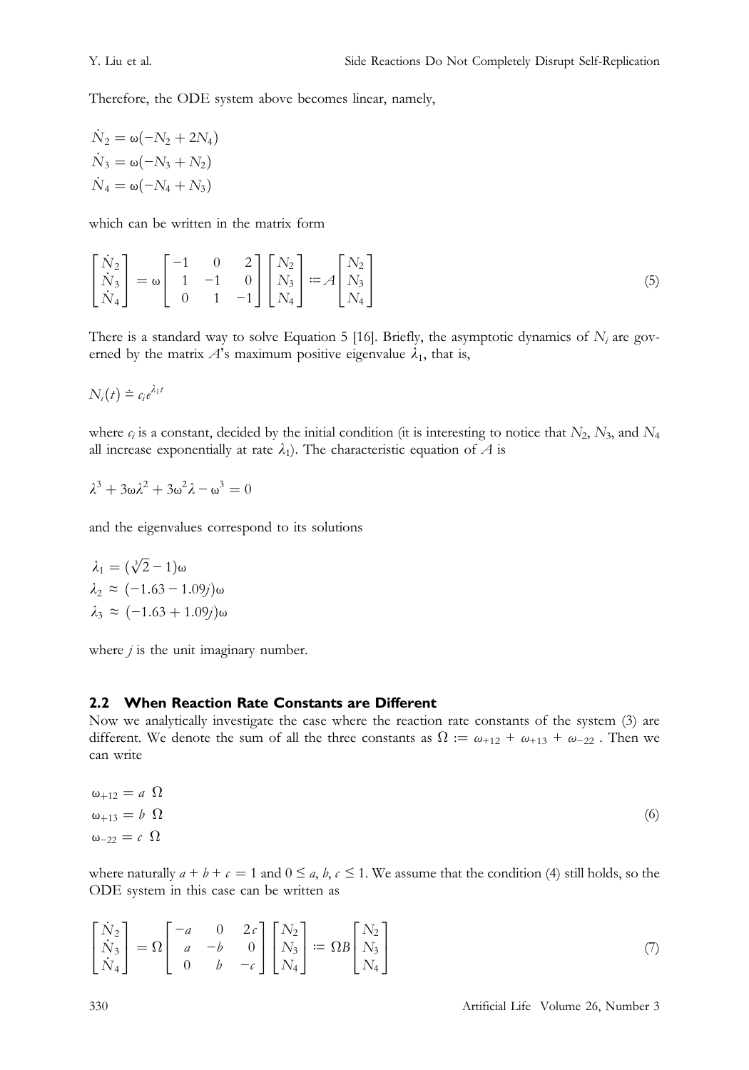Therefore, the ODE system above becomes linear, namely,

$$\dot{N}_2 = \omega(-N_2 + 2N_4)$$
$$\dot{N}_3 = \omega(-N_3 + N_2)$$
$$\dot{N}_4 = \omega(-N_4 + N_3)$$

which can be written in the matrix form

$$\begin{bmatrix} \dot{N}_2 \\ \dot{N}_3 \\ \dot{N}_4 \end{bmatrix} = \omega \begin{bmatrix} -1 & 0 & 2 \\ 1 & -1 & 0 \\ 0 & 1 & -1 \end{bmatrix} \begin{bmatrix} N_2 \\ N_3 \\ N_4 \end{bmatrix} := A \begin{bmatrix} N_2 \\ N_3 \\ N_4 \end{bmatrix} \tag{5}$$

There is a standard way to solve Equation 5 [16]. Briefly, the asymptotic dynamics of $N_i$ are governed by the matrix $A$'s maximum positive eigenvalue $\lambda_1$, that is,

$$N_i(t) \doteq c_i e^{\lambda_1 t}$$

where $c_i$ is a constant, decided by the initial condition (it is interesting to notice that $N_2$, $N_3$, and $N_4$ all increase exponentially at rate $\lambda_1$). The characteristic equation of $A$ is

$$\lambda^3 + 3\omega\lambda^2 + 3\omega^2\lambda - \omega^3 = 0$$

and the eigenvalues correspond to its solutions

$$\lambda_1 = (\sqrt[3]{2} - 1)\omega$$
$$\lambda_2 \approx (-1.63 - 1.09j)\omega$$
$$\lambda_3 \approx (-1.63 + 1.09j)\omega$$

where $j$ is the unit imaginary number.

### 2.2 When Reaction Rate Constants are Different

Now we analytically investigate the case where the reaction rate constants of the system (3) are different. We denote the sum of all the three constants as $\Omega := \omega_{+12} + \omega_{+13} + \omega_{-22}$. Then we can write

$$\omega_{+12} = a\ \Omega$$
$$\omega_{+13} = b\ \Omega \tag{6}$$
$$\omega_{-22} = c\ \Omega$$

where naturally $a + b + c = 1$ and $0 \leq a, b, c \leq 1$. We assume that the condition (4) still holds, so the ODE system in this case can be written as

$$\begin{bmatrix} \dot{N}_2 \\ \dot{N}_3 \\ \dot{N}_4 \end{bmatrix} = \Omega \begin{bmatrix} -a & 0 & 2c \\ a & -b & 0 \\ 0 & b & -c \end{bmatrix} \begin{bmatrix} N_2 \\ N_3 \\ N_4 \end{bmatrix} := \Omega B \begin{bmatrix} N_2 \\ N_3 \\ N_4 \end{bmatrix} \tag{7}$$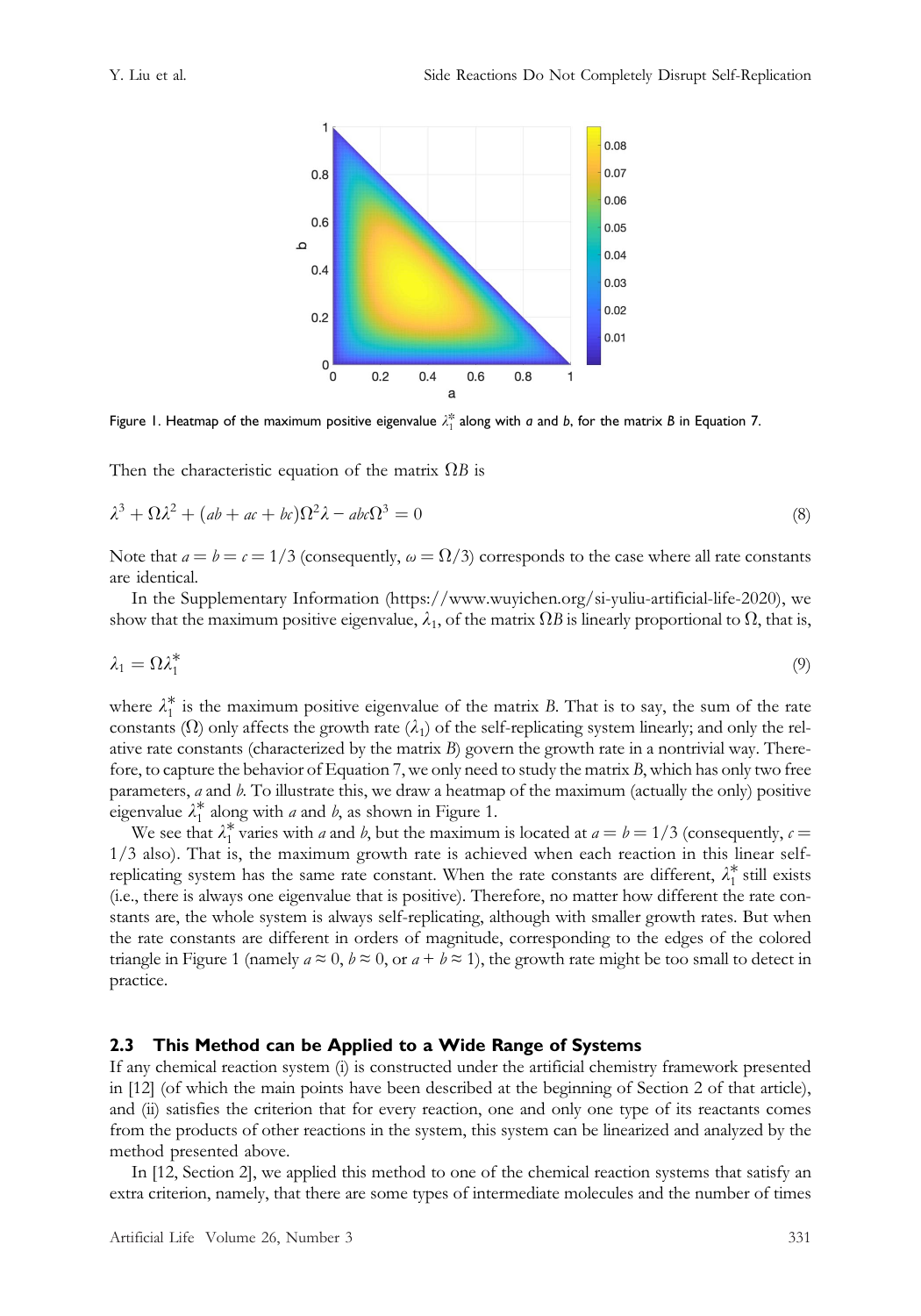Figure 1. Heatmap of the maximum positive eigenvalue $\lambda_1^*$ along with $a$ and $b$, for the matrix $B$ in Equation 7.

Then the characteristic equation of the matrix $\Omega B$ is

$$\lambda^3 + \Omega\lambda^2 + (ab + ac + bc)\Omega^2\lambda - abc\Omega^3 = 0 \tag{8}$$

Note that $a = b = c = 1/3$ (consequently, $\omega = \Omega/3$) corresponds to the case where all rate constants are identical.

In the Supplementary Information (https://www.wuyichen.org/si-yuliu-artificial-life-2020), we show that the maximum positive eigenvalue, $\lambda_1$, of the matrix $\Omega B$ is linearly proportional to $\Omega$, that is,

$$\lambda_1 = \Omega\lambda_1^* \tag{9}$$

where $\lambda_1^*$ is the maximum positive eigenvalue of the matrix $B$. That is to say, the sum of the rate constants ($\Omega$) only affects the growth rate ($\lambda_1$) of the self-replicating system linearly; and only the relative rate constants (characterized by the matrix $B$) govern the growth rate in a nontrivial way. Therefore, to capture the behavior of Equation 7, we only need to study the matrix $B$, which has only two free parameters, $a$ and $b$. To illustrate this, we draw a heatmap of the maximum (actually the only) positive eigenvalue $\lambda_1^*$ along with $a$ and $b$, as shown in Figure 1.

We see that $\lambda_1^*$ varies with $a$ and $b$, but the maximum is located at $a = b = 1/3$ (consequently, $c = 1/3$ also). That is, the maximum growth rate is achieved when each reaction in this linear self-replicating system has the same rate constant. When the rate constants are different, $\lambda_1^*$ still exists (i.e., there is always one eigenvalue that is positive). Therefore, no matter how different the rate constants are, the whole system is always self-replicating, although with smaller growth rates. But when the rate constants are different in orders of magnitude, corresponding to the edges of the colored triangle in Figure 1 (namely $a \approx 0$, $b \approx 0$, or $a + b \approx 1$), the growth rate might be too small to detect in practice.

### 2.3 This Method can be Applied to a Wide Range of Systems

If any chemical reaction system (i) is constructed under the artificial chemistry framework presented in [12] (of which the main points have been described at the beginning of Section 2 of that article), and (ii) satisfies the criterion that for every reaction, one and only one type of its reactants comes from the products of other reactions in the system, this system can be linearized and analyzed by the method presented above.

In [12, Section 2], we applied this method to one of the chemical reaction systems that satisfy an extra criterion, namely, that there are some types of intermediate molecules and the number of times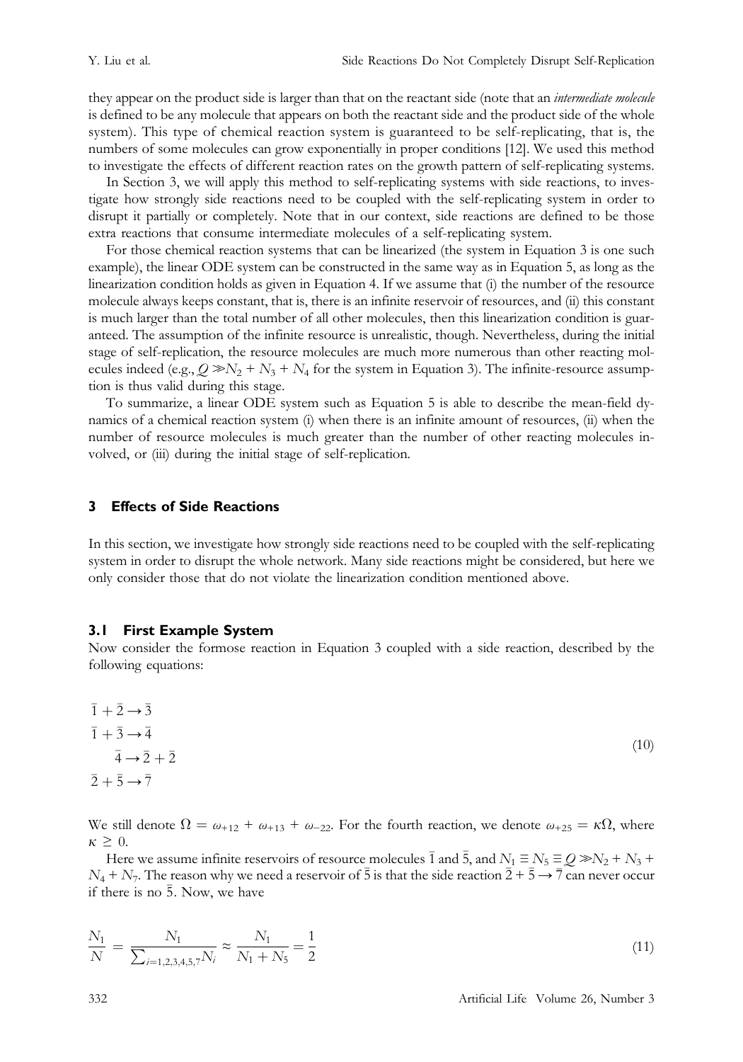they appear on the product side is larger than that on the reactant side (note that an *intermediate molecule* is defined to be any molecule that appears on both the reactant side and the product side of the whole system). This type of chemical reaction system is guaranteed to be self-replicating, that is, the numbers of some molecules can grow exponentially in proper conditions [12]. We used this method to investigate the effects of different reaction rates on the growth pattern of self-replicating systems.

In Section 3, we will apply this method to self-replicating systems with side reactions, to investigate how strongly side reactions need to be coupled with the self-replicating system in order to disrupt it partially or completely. Note that in our context, side reactions are defined to be those extra reactions that consume intermediate molecules of a self-replicating system.

For those chemical reaction systems that can be linearized (the system in Equation 3 is one such example), the linear ODE system can be constructed in the same way as in Equation 5, as long as the linearization condition holds as given in Equation 4. If we assume that (i) the number of the resource molecule always keeps constant, that is, there is an infinite reservoir of resources, and (ii) this constant is much larger than the total number of all other molecules, then this linearization condition is guaranteed. The assumption of the infinite resource is unrealistic, though. Nevertheless, during the initial stage of self-replication, the resource molecules are much more numerous than other reacting molecules indeed (e.g., $Q \gg N_2 + N_3 + N_4$ for the system in Equation 3). The infinite-resource assumption is thus valid during this stage.

To summarize, a linear ODE system such as Equation 5 is able to describe the mean-field dynamics of a chemical reaction system (i) when there is an infinite amount of resources, (ii) when the number of resource molecules is much greater than the number of other reacting molecules involved, or (iii) during the initial stage of self-replication.

## 3 Effects of Side Reactions

In this section, we investigate how strongly side reactions need to be coupled with the self-replicating system in order to disrupt the whole network. Many side reactions might be considered, but here we only consider those that do not violate the linearization condition mentioned above.

### 3.1 First Example System

Now consider the formose reaction in Equation 3 coupled with a side reaction, described by the following equations:

$$
\begin{aligned}
\bar{1} + \bar{2} &\rightarrow \bar{3} \\
\bar{1} + \bar{3} &\rightarrow \bar{4} \\
\bar{4} &\rightarrow \bar{2} + \bar{2} \\
\bar{2} + \bar{5} &\rightarrow \bar{7}
\end{aligned}
\tag{10}
$$

We still denote $\Omega = \omega_{+12} + \omega_{+13} + \omega_{-22}$. For the fourth reaction, we denote $\omega_{+25} = \kappa\Omega$, where $\kappa \geq 0$.

Here we assume infinite reservoirs of resource molecules $\bar{1}$ and $\bar{5}$, and $N_1 \equiv N_5 \equiv Q \gg N_2 + N_3 + N_4 + N_7$. The reason why we need a reservoir of $\bar{5}$ is that the side reaction $\bar{2} + \bar{5} \rightarrow \bar{7}$ can never occur if there is no $\bar{5}$. Now, we have

$$
\frac{N_1}{N} = \frac{N_1}{\sum_{i=1,2,3,4,5,7} N_i} \approx \frac{N_1}{N_1 + N_5} = \frac{1}{2}
\tag{11}
$$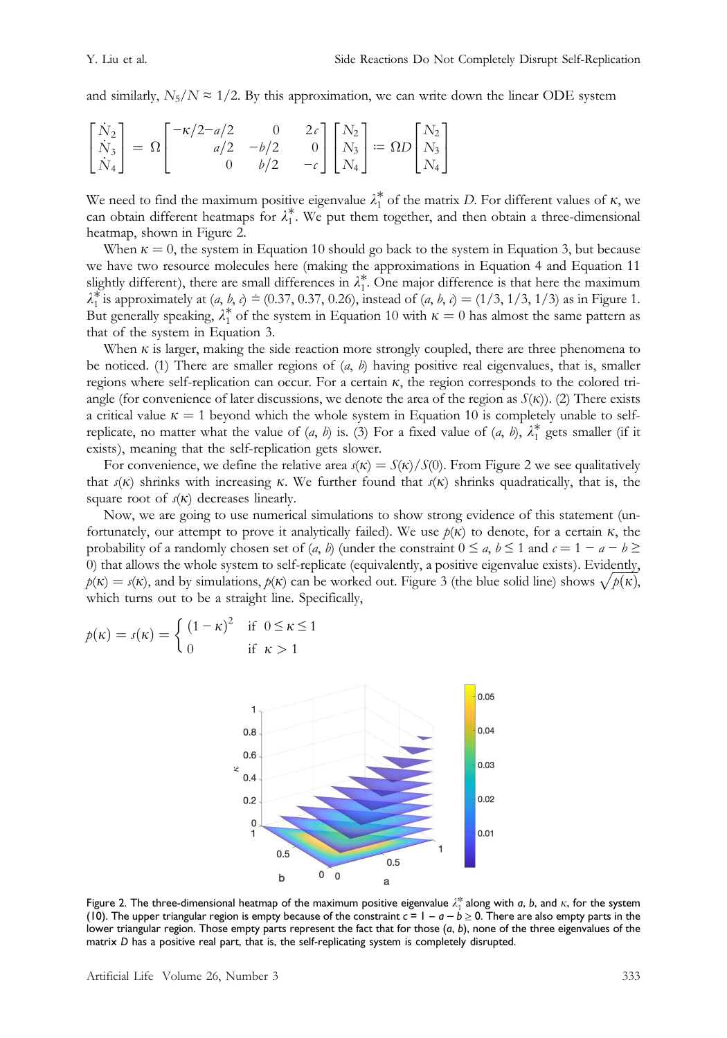and similarly, $N_5/N \approx 1/2$. By this approximation, we can write down the linear ODE system

$$\begin{bmatrix} \dot{N}_2 \\ \dot{N}_3 \\ \dot{N}_4 \end{bmatrix} = \Omega \begin{bmatrix} -\kappa/2 - a/2 & 0 & 2c \\ a/2 & -b/2 & 0 \\ 0 & b/2 & -c \end{bmatrix} \begin{bmatrix} N_2 \\ N_3 \\ N_4 \end{bmatrix} := \Omega D \begin{bmatrix} N_2 \\ N_3 \\ N_4 \end{bmatrix}$$

We need to find the maximum positive eigenvalue $\lambda_1^*$ of the matrix $D$. For different values of $\kappa$, we can obtain different heatmaps for $\lambda_1^*$. We put them together, and then obtain a three-dimensional heatmap, shown in Figure 2.

When $\kappa = 0$, the system in Equation 10 should go back to the system in Equation 3, but because we have two resource molecules here (making the approximations in Equation 4 and Equation 11 slightly different), there are small differences in $\lambda_1^*$. One major difference is that here the maximum $\lambda_1^*$ is approximately at $(a, b, c) \doteq (0.37, 0.37, 0.26)$, instead of $(a, b, c) = (1/3, 1/3, 1/3)$ as in Figure 1. But generally speaking, $\lambda_1^*$ of the system in Equation 10 with $\kappa = 0$ has almost the same pattern as that of the system in Equation 3.

When $\kappa$ is larger, making the side reaction more strongly coupled, there are three phenomena to be noticed. (1) There are smaller regions of $(a, b)$ having positive real eigenvalues, that is, smaller regions where self-replication can occur. For a certain $\kappa$, the region corresponds to the colored triangle (for convenience of later discussions, we denote the area of the region as $S(\kappa)$). (2) There exists a critical value $\kappa = 1$ beyond which the whole system in Equation 10 is completely unable to self-replicate, no matter what the value of $(a, b)$ is. (3) For a fixed value of $(a, b)$, $\lambda_1^*$ gets smaller (if it exists), meaning that the self-replication gets slower.

For convenience, we define the relative area $s(\kappa) = S(\kappa)/S(0)$. From Figure 2 we see qualitatively that $s(\kappa)$ shrinks with increasing $\kappa$. We further found that $s(\kappa)$ shrinks quadratically, that is, the square root of $s(\kappa)$ decreases linearly.

Now, we are going to use numerical simulations to show strong evidence of this statement (unfortunately, our attempt to prove it analytically failed). We use $p(\kappa)$ to denote, for a certain $\kappa$, the probability of a randomly chosen set of $(a, b)$ (under the constraint $0 \leq a, b \leq 1$ and $c = 1 - a - b \geq 0$) that allows the whole system to self-replicate (equivalently, a positive eigenvalue exists). Evidently, $p(\kappa) = s(\kappa)$, and by simulations, $p(\kappa)$ can be worked out. Figure 3 (the blue solid line) shows $\sqrt{p(\kappa)}$, which turns out to be a straight line. Specifically,

$$p(\kappa) = s(\kappa) = \begin{cases} (1-\kappa)^2 & \text{if } 0 \leq \kappa \leq 1 \\ 0 & \text{if } \kappa > 1 \end{cases}$$

Figure 2. The three-dimensional heatmap of the maximum positive eigenvalue $\lambda_1^*$ along with $a$, $b$, and $\kappa$, for the system (10). The upper triangular region is empty because of the constraint $c = 1 - a - b \geq 0$. There are also empty parts in the lower triangular region. Those empty parts represent the fact that for those $(a, b)$, none of the three eigenvalues of the matrix $D$ has a positive real part, that is, the self-replicating system is completely disrupted.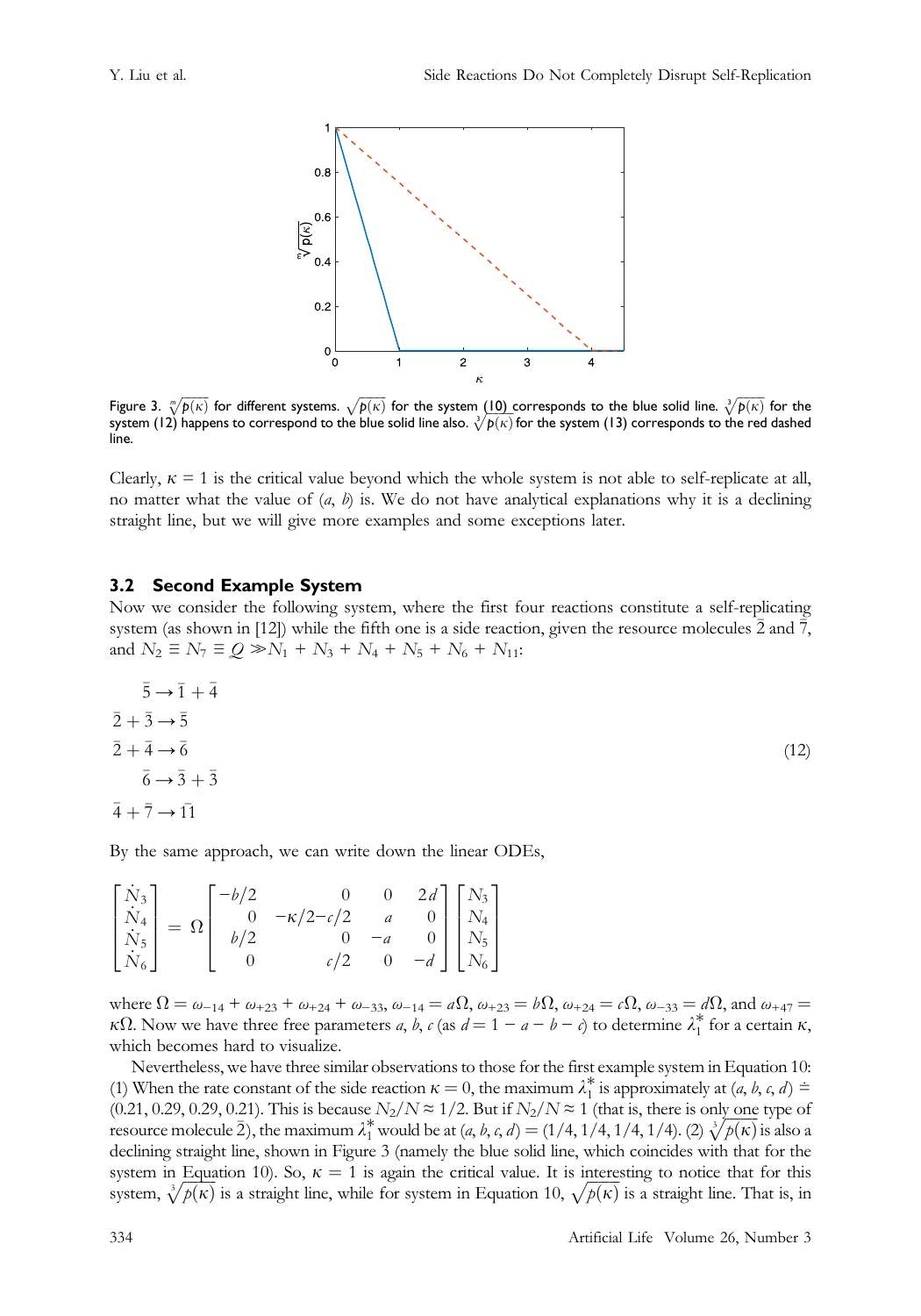Figure 3. $\sqrt[m]{p(\kappa)}$ for different systems. $\sqrt{p(\kappa)}$ for the system (10) corresponds to the blue solid line. $\sqrt[3]{p(\kappa)}$ for the system (12) happens to correspond to the blue solid line also. $\sqrt[3]{p(\kappa)}$ for the system (13) corresponds to the red dashed line.

Clearly, $\kappa = 1$ is the critical value beyond which the whole system is not able to self-replicate at all, no matter what the value of $(a, b)$ is. We do not have analytical explanations why it is a declining straight line, but we will give more examples and some exceptions later.

### 3.2 Second Example System

Now we consider the following system, where the first four reactions constitute a self-replicating system (as shown in [12]) while the fifth one is a side reaction, given the resource molecules $\bar{2}$ and $\bar{7}$, and $N_2 \equiv N_7 \equiv Q \gg N_1 + N_3 + N_4 + N_5 + N_6 + N_{11}$:

$$
\begin{aligned}
\bar{5} &\rightarrow \bar{1} + \bar{4} \\
\bar{2} + \bar{3} &\rightarrow \bar{5} \\
\bar{2} + \bar{4} &\rightarrow \bar{6} \\
\bar{6} &\rightarrow \bar{3} + \bar{3} \\
\bar{4} + \bar{7} &\rightarrow \overline{11}
\end{aligned}
\tag{12}
$$

By the same approach, we can write down the linear ODEs,

$$
\begin{bmatrix} \dot{N}_3 \\ \dot{N}_4 \\ \dot{N}_5 \\ \dot{N}_6 \end{bmatrix} = \Omega \begin{bmatrix} -b/2 & 0 & 0 & 2d \\ 0 & -\kappa/2 - c/2 & a & 0 \\ b/2 & 0 & -a & 0 \\ 0 & c/2 & 0 & -d \end{bmatrix} \begin{bmatrix} N_3 \\ N_4 \\ N_5 \\ N_6 \end{bmatrix}
$$

where $\Omega = \omega_{-14} + \omega_{+23} + \omega_{+24} + \omega_{-33}$, $\omega_{-14} = a\Omega$, $\omega_{+23} = b\Omega$, $\omega_{+24} = c\Omega$, $\omega_{-33} = d\Omega$, and $\omega_{+47} = \kappa\Omega$. Now we have three free parameters $a$, $b$, $c$ (as $d = 1 - a - b - c$) to determine $\lambda_1^*$ for a certain $\kappa$, which becomes hard to visualize.

Nevertheless, we have three similar observations to those for the first example system in Equation 10: (1) When the rate constant of the side reaction $\kappa = 0$, the maximum $\lambda_1^*$ is approximately at $(a, b, c, d) \doteq (0.21, 0.29, 0.29, 0.21)$. This is because $N_2/N \approx 1/2$. But if $N_2/N \approx 1$ (that is, there is only one type of resource molecule $\bar{2}$), the maximum $\lambda_1^*$ would be at $(a, b, c, d) = (1/4, 1/4, 1/4, 1/4)$. (2) $\sqrt[3]{p(\kappa)}$ is also a declining straight line, shown in Figure 3 (namely the blue solid line, which coincides with that for the system in Equation 10). So, $\kappa = 1$ is again the critical value. It is interesting to notice that for this system, $\sqrt[3]{p(\kappa)}$ is a straight line, while for system in Equation 10, $\sqrt{p(\kappa)}$ is a straight line. That is, in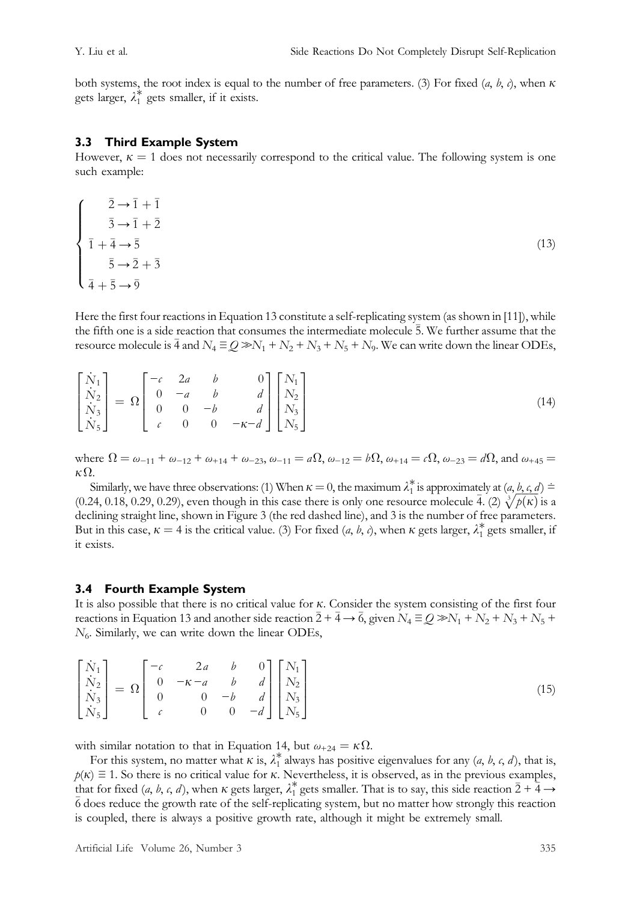both systems, the root index is equal to the number of free parameters. (3) For fixed $(a, b, c)$, when $\kappa$ gets larger, $\lambda_1^*$ gets smaller, if it exists.

### 3.3 Third Example System

However, $\kappa = 1$ does not necessarily correspond to the critical value. The following system is one such example:

$$\begin{cases} \bar{2} \rightarrow \bar{1} + \bar{1} \\ \bar{3} \rightarrow \bar{1} + \bar{2} \\ \bar{1} + \bar{4} \rightarrow \bar{5} \\ \bar{5} \rightarrow \bar{2} + \bar{3} \\ \bar{4} + \bar{5} \rightarrow \bar{9} \end{cases} \tag{13}$$

Here the first four reactions in Equation 13 constitute a self-replicating system (as shown in [11]), while the fifth one is a side reaction that consumes the intermediate molecule $\bar{5}$. We further assume that the resource molecule is $\bar{4}$ and $N_4 \equiv Q \gg N_1 + N_2 + N_3 + N_5 + N_9$. We can write down the linear ODEs,

$$\begin{bmatrix} \dot{N}_1 \\ \dot{N}_2 \\ \dot{N}_3 \\ \dot{N}_5 \end{bmatrix} = \Omega \begin{bmatrix} -c & 2a & b & 0 \\ 0 & -a & b & d \\ 0 & 0 & -b & d \\ c & 0 & 0 & -\kappa - d \end{bmatrix} \begin{bmatrix} N_1 \\ N_2 \\ N_3 \\ N_5 \end{bmatrix} \tag{14}$$

where $\Omega = \omega_{-11} + \omega_{-12} + \omega_{+14} + \omega_{-23}$, $\omega_{-11} = a\Omega$, $\omega_{-12} = b\Omega$, $\omega_{+14} = c\Omega$, $\omega_{-23} = d\Omega$, and $\omega_{+45} = \kappa\Omega$.

Similarly, we have three observations: (1) When $\kappa = 0$, the maximum $\lambda_1^*$ is approximately at $(a, b, c, d) \doteq (0.24, 0.18, 0.29, 0.29)$, even though in this case there is only one resource molecule $\bar{4}$. (2) $\sqrt[3]{p(\kappa)}$ is a declining straight line, shown in Figure 3 (the red dashed line), and 3 is the number of free parameters. But in this case, $\kappa = 4$ is the critical value. (3) For fixed $(a, b, c)$, when $\kappa$ gets larger, $\lambda_1^*$ gets smaller, if it exists.

### 3.4 Fourth Example System

It is also possible that there is no critical value for $\kappa$. Consider the system consisting of the first four reactions in Equation 13 and another side reaction $\bar{2} + \bar{4} \rightarrow \bar{6}$, given $N_4 \equiv Q \gg N_1 + N_2 + N_3 + N_5 + N_6$. Similarly, we can write down the linear ODEs,

$$\begin{bmatrix} \dot{N}_1 \\ \dot{N}_2 \\ \dot{N}_3 \\ \dot{N}_5 \end{bmatrix} = \Omega \begin{bmatrix} -c & 2a & b & 0 \\ 0 & -\kappa - a & b & d \\ 0 & 0 & -b & d \\ c & 0 & 0 & -d \end{bmatrix} \begin{bmatrix} N_1 \\ N_2 \\ N_3 \\ N_5 \end{bmatrix} \tag{15}$$

with similar notation to that in Equation 14, but $\omega_{+24} = \kappa\Omega$.

For this system, no matter what $\kappa$ is, $\lambda_1^*$ always has positive eigenvalues for any $(a, b, c, d)$, that is, $p(\kappa) \equiv 1$. So there is no critical value for $\kappa$. Nevertheless, it is observed, as in the previous examples, that for fixed $(a, b, c, d)$, when $\kappa$ gets larger, $\lambda_1^*$ gets smaller. That is to say, this side reaction $\bar{2} + \bar{4} \rightarrow \bar{6}$ does reduce the growth rate of the self-replicating system, but no matter how strongly this reaction is coupled, there is always a positive growth rate, although it might be extremely small.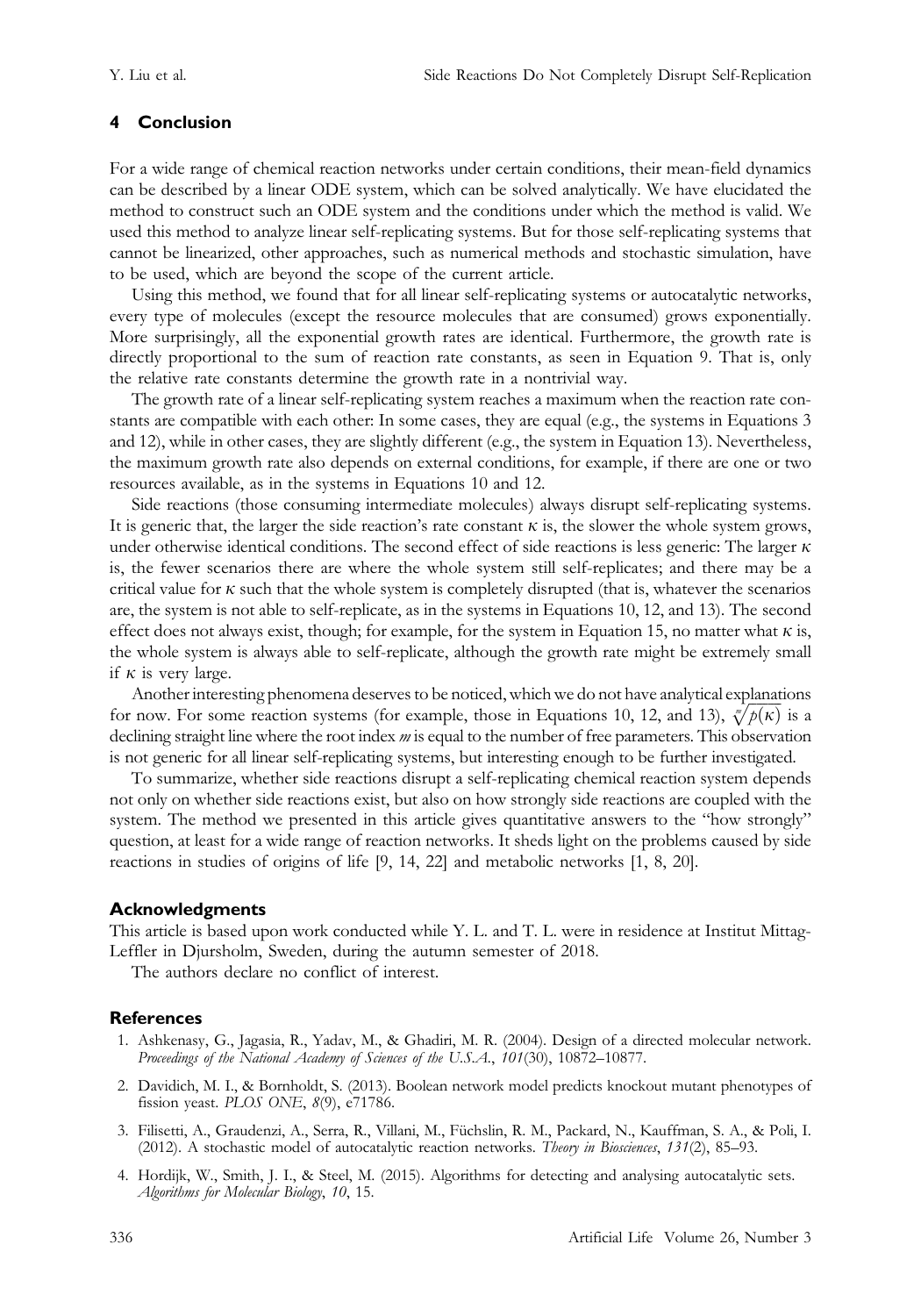## 4 Conclusion

For a wide range of chemical reaction networks under certain conditions, their mean-field dynamics can be described by a linear ODE system, which can be solved analytically. We have elucidated the method to construct such an ODE system and the conditions under which the method is valid. We used this method to analyze linear self-replicating systems. But for those self-replicating systems that cannot be linearized, other approaches, such as numerical methods and stochastic simulation, have to be used, which are beyond the scope of the current article.

Using this method, we found that for all linear self-replicating systems or autocatalytic networks, every type of molecules (except the resource molecules that are consumed) grows exponentially. More surprisingly, all the exponential growth rates are identical. Furthermore, the growth rate is directly proportional to the sum of reaction rate constants, as seen in Equation 9. That is, only the relative rate constants determine the growth rate in a nontrivial way.

The growth rate of a linear self-replicating system reaches a maximum when the reaction rate constants are compatible with each other: In some cases, they are equal (e.g., the systems in Equations 3 and 12), while in other cases, they are slightly different (e.g., the system in Equation 13). Nevertheless, the maximum growth rate also depends on external conditions, for example, if there are one or two resources available, as in the systems in Equations 10 and 12.

Side reactions (those consuming intermediate molecules) always disrupt self-replicating systems. It is generic that, the larger the side reaction's rate constant $\kappa$ is, the slower the whole system grows, under otherwise identical conditions. The second effect of side reactions is less generic: The larger $\kappa$ is, the fewer scenarios there are where the whole system still self-replicates; and there may be a critical value for $\kappa$ such that the whole system is completely disrupted (that is, whatever the scenarios are, the system is not able to self-replicate, as in the systems in Equations 10, 12, and 13). The second effect does not always exist, though; for example, for the system in Equation 15, no matter what $\kappa$ is, the whole system is always able to self-replicate, although the growth rate might be extremely small if $\kappa$ is very large.

Another interesting phenomena deserves to be noticed, which we do not have analytical explanations for now. For some reaction systems (for example, those in Equations 10, 12, and 13), $\sqrt[m]{p(\kappa)}$ is a declining straight line where the root index $m$ is equal to the number of free parameters. This observation is not generic for all linear self-replicating systems, but interesting enough to be further investigated.

To summarize, whether side reactions disrupt a self-replicating chemical reaction system depends not only on whether side reactions exist, but also on how strongly side reactions are coupled with the system. The method we presented in this article gives quantitative answers to the "how strongly" question, at least for a wide range of reaction networks. It sheds light on the problems caused by side reactions in studies of origins of life [9, 14, 22] and metabolic networks [1, 8, 20].

### Acknowledgments

This article is based upon work conducted while Y. L. and T. L. were in residence at Institut Mittag-Leffler in Djursholm, Sweden, during the autumn semester of 2018.

The authors declare no conflict of interest.

### References

1. Ashkenasy, G., Jagasia, R., Yadav, M., & Ghadiri, M. R. (2004). Design of a directed molecular network. *Proceedings of the National Academy of Sciences of the U.S.A.*, *101*(30), 10872–10877.
2. Davidich, M. I., & Bornholdt, S. (2013). Boolean network model predicts knockout mutant phenotypes of fission yeast. *PLOS ONE*, *8*(9), e71786.
3. Filisetti, A., Graudenzi, A., Serra, R., Villani, M., Füchslin, R. M., Packard, N., Kauffman, S. A., & Poli, I. (2012). A stochastic model of autocatalytic reaction networks. *Theory in Biosciences*, *131*(2), 85–93.
4. Hordijk, W., Smith, J. I., & Steel, M. (2015). Algorithms for detecting and analysing autocatalytic sets. *Algorithms for Molecular Biology*, *10*, 15.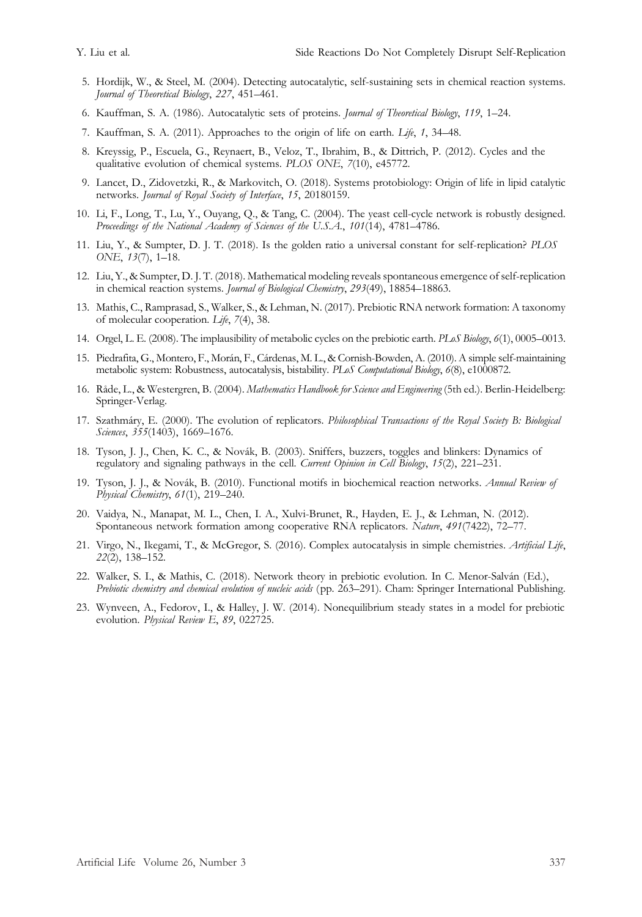5. Hordijk, W., & Steel, M. (2004). Detecting autocatalytic, self-sustaining sets in chemical reaction systems. *Journal of Theoretical Biology*, *227*, 451–461.
6. Kauffman, S. A. (1986). Autocatalytic sets of proteins. *Journal of Theoretical Biology*, *119*, 1–24.
7. Kauffman, S. A. (2011). Approaches to the origin of life on earth. *Life*, *1*, 34–48.
8. Kreyssig, P., Escuela, G., Reynaert, B., Veloz, T., Ibrahim, B., & Dittrich, P. (2012). Cycles and the qualitative evolution of chemical systems. *PLOS ONE*, *7*(10), e45772.
9. Lancet, D., Zidovetzki, R., & Markovitch, O. (2018). Systems protobiology: Origin of life in lipid catalytic networks. *Journal of Royal Society of Interface*, *15*, 20180159.
10. Li, F., Long, T., Lu, Y., Ouyang, Q., & Tang, C. (2004). The yeast cell-cycle network is robustly designed. *Proceedings of the National Academy of Sciences of the U.S.A.*, *101*(14), 4781–4786.
11. Liu, Y., & Sumpter, D. J. T. (2018). Is the golden ratio a universal constant for self-replication? *PLOS ONE*, *13*(7), 1–18.
12. Liu, Y., & Sumpter, D. J. T. (2018). Mathematical modeling reveals spontaneous emergence of self-replication in chemical reaction systems. *Journal of Biological Chemistry*, *293*(49), 18854–18863.
13. Mathis, C., Ramprasad, S., Walker, S., & Lehman, N. (2017). Prebiotic RNA network formation: A taxonomy of molecular cooperation. *Life*, *7*(4), 38.
14. Orgel, L. E. (2008). The implausibility of metabolic cycles on the prebiotic earth. *PLoS Biology*, *6*(1), 0005–0013.
15. Piedrafita, G., Montero, F., Morán, F., Cárdenas, M. L., & Cornish-Bowden, A. (2010). A simple self-maintaining metabolic system: Robustness, autocatalysis, bistability. *PLoS Computational Biology*, *6*(8), e1000872.
16. Råde, L., & Westergren, B. (2004). *Mathematics Handbook for Science and Engineering* (5th ed.). Berlin-Heidelberg: Springer-Verlag.
17. Szathmáry, E. (2000). The evolution of replicators. *Philosophical Transactions of the Royal Society B: Biological Sciences*, *355*(1403), 1669–1676.
18. Tyson, J. J., Chen, K. C., & Novák, B. (2003). Sniffers, buzzers, toggles and blinkers: Dynamics of regulatory and signaling pathways in the cell. *Current Opinion in Cell Biology*, *15*(2), 221–231.
19. Tyson, J. J., & Novák, B. (2010). Functional motifs in biochemical reaction networks. *Annual Review of Physical Chemistry*, *61*(1), 219–240.
20. Vaidya, N., Manapat, M. L., Chen, I. A., Xulvi-Brunet, R., Hayden, E. J., & Lehman, N. (2012). Spontaneous network formation among cooperative RNA replicators. *Nature*, *491*(7422), 72–77.
21. Virgo, N., Ikegami, T., & McGregor, S. (2016). Complex autocatalysis in simple chemistries. *Artificial Life*, *22*(2), 138–152.
22. Walker, S. I., & Mathis, C. (2018). Network theory in prebiotic evolution. In C. Menor-Salván (Ed.), *Prebiotic chemistry and chemical evolution of nucleic acids* (pp. 263–291). Cham: Springer International Publishing.
23. Wynveen, A., Fedorov, I., & Halley, J. W. (2014). Nonequilibrium steady states in a model for prebiotic evolution. *Physical Review E*, *89*, 022725.